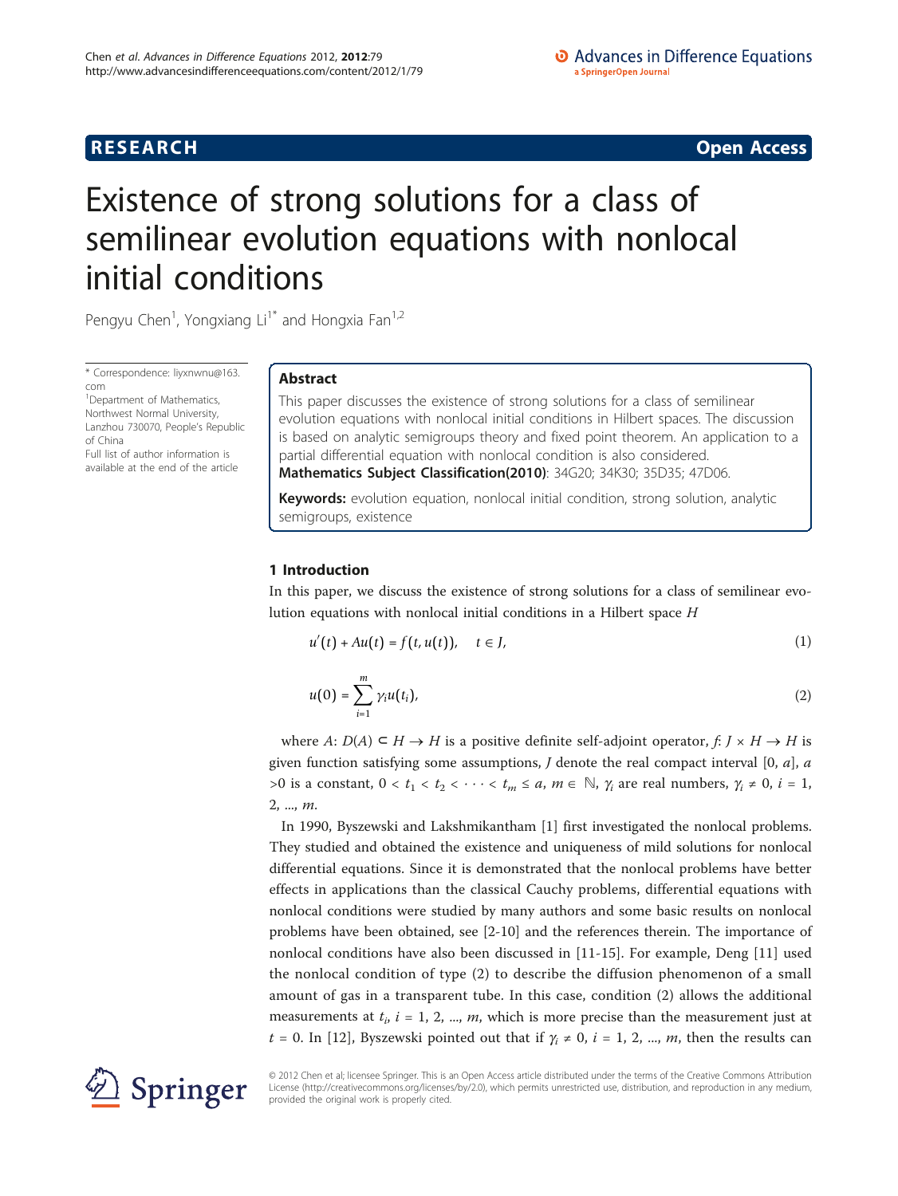**RESEARCH** **Open Access**

# Existence of strong solutions for a class of semilinear evolution equations with nonlocal initial conditions

Pengyu Chen[1], Yongxiang Li[1*] and Hongxia Fan[1,2]

\* Correspondence: liyxnwnu@163.com
[1]Department of Mathematics, Northwest Normal University, Lanzhou 730070, People's Republic of China
Full list of author information is available at the end of the article

## Abstract

This paper discusses the existence of strong solutions for a class of semilinear evolution equations with nonlocal initial conditions in Hilbert spaces. The discussion is based on analytic semigroups theory and fixed point theorem. An application to a partial differential equation with nonlocal condition is also considered.

**Mathematics Subject Classification(2010)**: 34G20; 34K30; 35D35; 47D06.

**Keywords:** evolution equation, nonlocal initial condition, strong solution, analytic semigroups, existence

## 1 Introduction

In this paper, we discuss the existence of strong solutions for a class of semilinear evolution equations with nonlocal initial conditions in a Hilbert space $H$

$$u'(t) + Au(t) = f(t, u(t)), \quad t \in J, \tag{1}$$

$$u(0) = \sum_{i=1}^{m} \gamma_i u(t_i), \tag{2}$$

where $A: D(A) \subset H \to H$ is a positive definite self-adjoint operator, $f: J \times H \to H$ is given function satisfying some assumptions, $J$ denote the real compact interval $[0, a]$, $a > 0$ is a constant, $0 < t_1 < t_2 < \cdots < t_m \le a$, $m \in \mathbb{N}$, $\gamma_i$ are real numbers, $\gamma_i \neq 0$, $i = 1, 2, \ldots, m$.

In 1990, Byszewski and Lakshmikantham [1] first investigated the nonlocal problems. They studied and obtained the existence and uniqueness of mild solutions for nonlocal differential equations. Since it is demonstrated that the nonlocal problems have better effects in applications than the classical Cauchy problems, differential equations with nonlocal conditions were studied by many authors and some basic results on nonlocal problems have been obtained, see [2-10] and the references therein. The importance of nonlocal conditions have also been discussed in [11-15]. For example, Deng [11] used the nonlocal condition of type (2) to describe the diffusion phenomenon of a small amount of gas in a transparent tube. In this case, condition (2) allows the additional measurements at $t_i$, $i = 1, 2, \ldots, m$, which is more precise than the measurement just at $t = 0$. In [12], Byszewski pointed out that if $\gamma_i \neq 0$, $i = 1, 2, \ldots, m$, then the results can

© 2012 Chen et al; licensee Springer. This is an Open Access article distributed under the terms of the Creative Commons Attribution License (http://creativecommons.org/licenses/by/2.0), which permits unrestricted use, distribution, and reproduction in any medium, provided the original work is properly cited.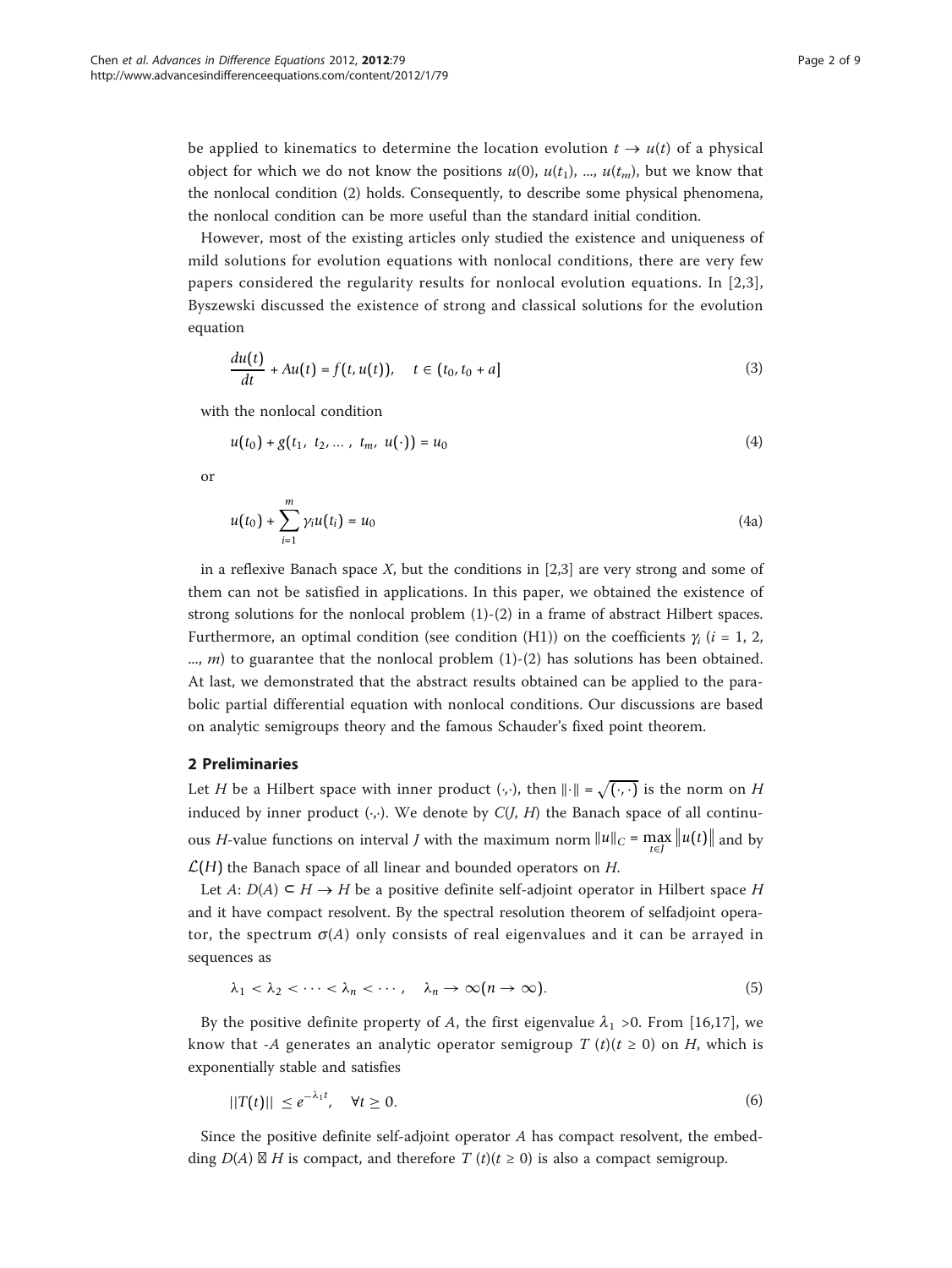be applied to kinematics to determine the location evolution $t \to u(t)$ of a physical object for which we do not know the positions $u(0)$, $u(t_1)$, ..., $u(t_m)$, but we know that the nonlocal condition (2) holds. Consequently, to describe some physical phenomena, the nonlocal condition can be more useful than the standard initial condition.

However, most of the existing articles only studied the existence and uniqueness of mild solutions for evolution equations with nonlocal conditions, there are very few papers considered the regularity results for nonlocal evolution equations. In [2,3], Byszewski discussed the existence of strong and classical solutions for the evolution equation

$$\frac{du(t)}{dt} + Au(t) = f(t, u(t)), \quad t \in (t_0, t_0 + a] \tag{3}$$

with the nonlocal condition

$$u(t_0) + g(t_1, t_2, \dots, t_m, u(\cdot)) = u_0 \tag{4}$$

or

$$u(t_0) + \sum_{i=1}^{m} \gamma_i u(t_i) = u_0 \tag{4a}$$

in a reflexive Banach space $X$, but the conditions in [2,3] are very strong and some of them can not be satisfied in applications. In this paper, we obtained the existence of strong solutions for the nonlocal problem (1)-(2) in a frame of abstract Hilbert spaces. Furthermore, an optimal condition (see condition (H1)) on the coefficients $\gamma_i$ ($i = 1, 2, \dots, m$) to guarantee that the nonlocal problem (1)-(2) has solutions has been obtained. At last, we demonstrated that the abstract results obtained can be applied to the parabolic partial differential equation with nonlocal conditions. Our discussions are based on analytic semigroups theory and the famous Schauder's fixed point theorem.

## 2 Preliminaries

Let $H$ be a Hilbert space with inner product $(\cdot,\cdot)$, then $\|\cdot\| = \sqrt{(\cdot,\cdot)}$ is the norm on $H$ induced by inner product $(\cdot,\cdot)$. We denote by $C(J, H)$ the Banach space of all continuous $H$-value functions on interval $J$ with the maximum norm $\|u\|_C = \max_{t \in J} \|u(t)\|$ and by $\mathcal{L}(H)$ the Banach space of all linear and bounded operators on $H$.

Let $A$: $D(A) \subset H \to H$ be a positive definite self-adjoint operator in Hilbert space $H$ and it have compact resolvent. By the spectral resolution theorem of selfadjoint operator, the spectrum $\sigma(A)$ only consists of real eigenvalues and it can be arrayed in sequences as

$$\lambda_1 < \lambda_2 < \cdots < \lambda_n < \cdots, \quad \lambda_n \to \infty (n \to \infty). \tag{5}$$

By the positive definite property of $A$, the first eigenvalue $\lambda_1 > 0$. From [16,17], we know that $-A$ generates an analytic operator semigroup $T(t)(t \geq 0)$ on $H$, which is exponentially stable and satisfies

$$\|T(t)\| \leq e^{-\lambda_1 t}, \quad \forall t \geq 0. \tag{6}$$

Since the positive definite self-adjoint operator $A$ has compact resolvent, the embedding $D(A) \hookrightarrow H$ is compact, and therefore $T(t)(t \geq 0)$ is also a compact semigroup.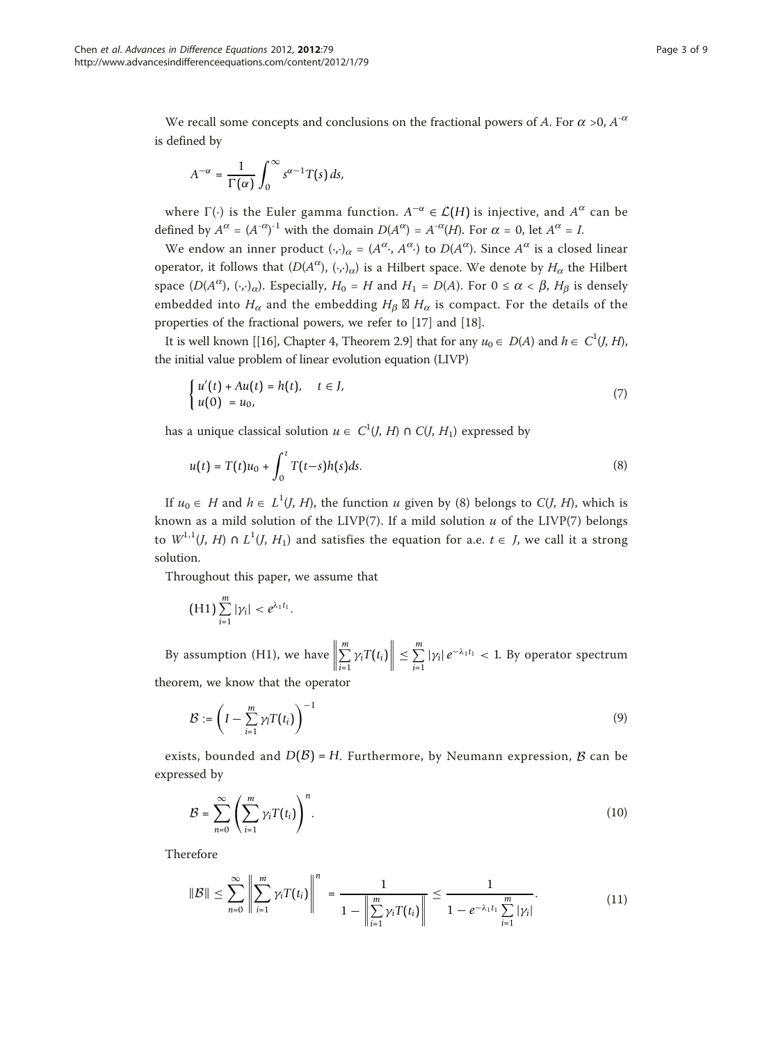We recall some concepts and conclusions on the fractional powers of $A$. For $\alpha > 0$, $A^{-\alpha}$ is defined by

$$A^{-\alpha} = \frac{1}{\Gamma(\alpha)} \int_0^{\infty} s^{\alpha-1} T(s)\, ds,$$

where $\Gamma(\cdot)$ is the Euler gamma function. $A^{-\alpha} \in \mathcal{L}(H)$ is injective, and $A^{\alpha}$ can be defined by $A^{\alpha} = (A^{-\alpha})^{-1}$ with the domain $D(A^{\alpha}) = A^{-\alpha}(H)$. For $\alpha = 0$, let $A^{\alpha} = I$.

We endow an inner product $(\cdot,\cdot)_{\alpha} = (A^{\alpha}\cdot, A^{\alpha}\cdot)$ to $D(A^{\alpha})$. Since $A^{\alpha}$ is a closed linear operator, it follows that $(D(A^{\alpha}), (\cdot,\cdot)_{\alpha})$ is a Hilbert space. We denote by $H_{\alpha}$ the Hilbert space $(D(A^{\alpha}), (\cdot,\cdot)_{\alpha})$. Especially, $H_0 = H$ and $H_1 = D(A)$. For $0 \leq \alpha < \beta$, $H_{\beta}$ is densely embedded into $H_{\alpha}$ and the embedding $H_{\beta} \hookrightarrow H_{\alpha}$ is compact. For the details of the properties of the fractional powers, we refer to [17] and [18].

It is well known [[16], Chapter 4, Theorem 2.9] that for any $u_0 \in D(A)$ and $h \in C^1(J, H)$, the initial value problem of linear evolution equation (LIVP)

$$\begin{cases} u'(t) + Au(t) = h(t), & t \in J, \\ u(0) = u_0, \end{cases} \tag{7}$$

has a unique classical solution $u \in C^1(J, H) \cap C(J, H_1)$ expressed by

$$u(t) = T(t)u_0 + \int_0^t T(t-s)h(s)ds. \tag{8}$$

If $u_0 \in H$ and $h \in L^1(J, H)$, the function $u$ given by (8) belongs to $C(J, H)$, which is known as a mild solution of the LIVP(7). If a mild solution $u$ of the LIVP(7) belongs to $W^{1,1}(J, H) \cap L^1(J, H_1)$ and satisfies the equation for a.e. $t \in J$, we call it a strong solution.

Throughout this paper, we assume that

$$\text{(H1)} \sum_{i=1}^{m} |\gamma_i| < e^{\lambda_1 t_1}.$$

By assumption (H1), we have $\left\| \sum_{i=1}^{m} \gamma_i T(t_i) \right\| \leq \sum_{i=1}^{m} |\gamma_i| e^{-\lambda_1 t_1} < 1$. By operator spectrum theorem, we know that the operator

$$\mathcal{B} := \left( I - \sum_{i=1}^{m} \gamma_i T(t_i) \right)^{-1} \tag{9}$$

exists, bounded and $D(\mathcal{B}) = H$. Furthermore, by Neumann expression, $\mathcal{B}$ can be expressed by

$$\mathcal{B} = \sum_{n=0}^{\infty} \left( \sum_{i=1}^{m} \gamma_i T(t_i) \right)^n. \tag{10}$$

Therefore

$$\|\mathcal{B}\| \leq \sum_{n=0}^{\infty} \left\| \sum_{i=1}^{m} \gamma_i T(t_i) \right\|^n = \frac{1}{1 - \left\| \sum_{i=1}^{m} \gamma_i T(t_i) \right\|} \leq \frac{1}{1 - e^{-\lambda_1 t_1} \sum_{i=1}^{m} |\gamma_i|}. \tag{11}$$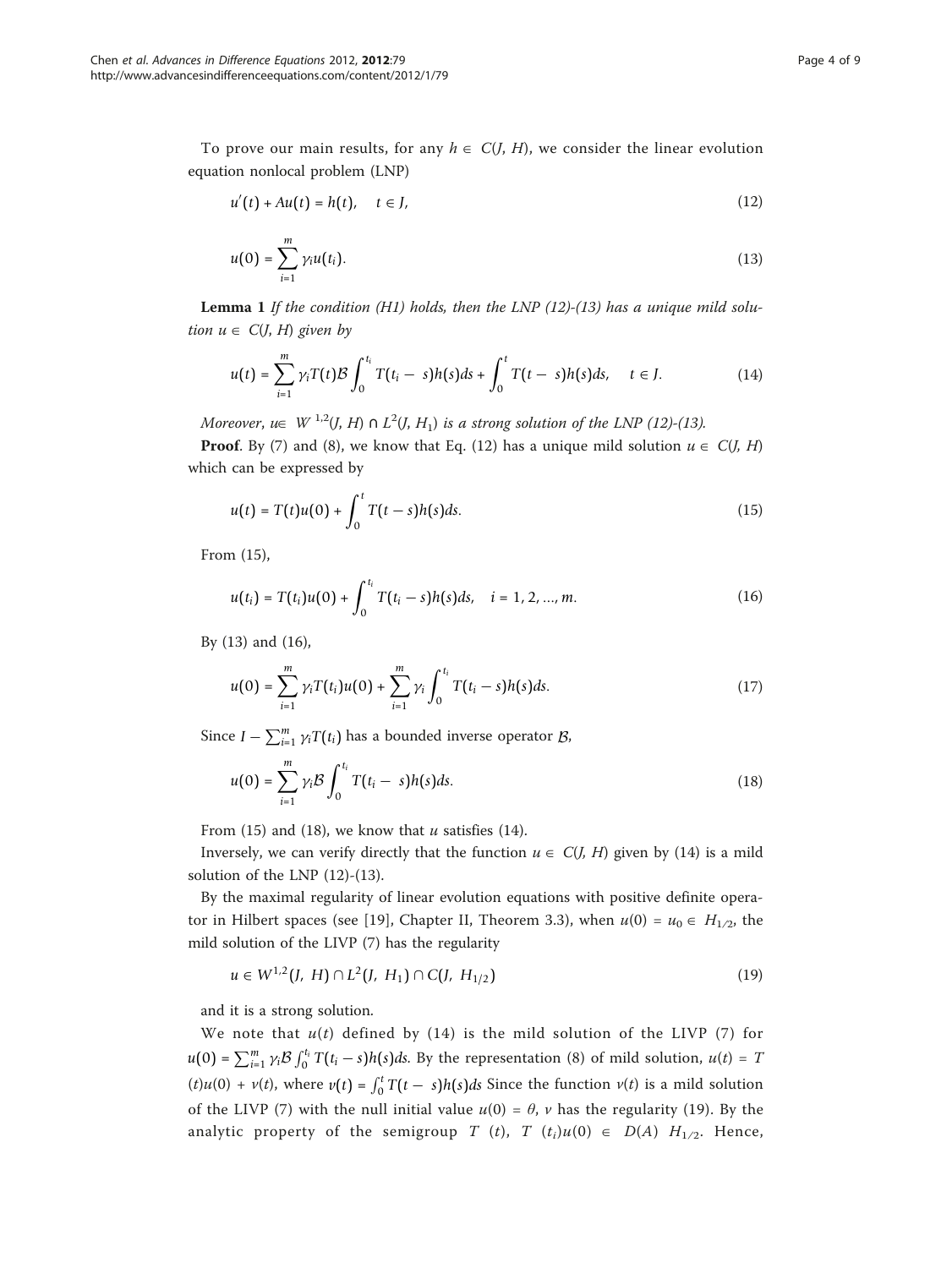To prove our main results, for any $h \in C(J, H)$, we consider the linear evolution equation nonlocal problem (LNP)

$$u'(t) + Au(t) = h(t), \quad t \in J, \tag{12}$$

$$u(0) = \sum_{i=1}^{m} \gamma_i u(t_i). \tag{13}$$

**Lemma 1** *If the condition (H1) holds, then the LNP (12)-(13) has a unique mild solution $u \in C(J, H)$ given by*

$$u(t) = \sum_{i=1}^{m} \gamma_i T(t) \mathcal{B} \int_0^{t_i} T(t_i - s) h(s) ds + \int_0^t T(t - s) h(s) ds, \quad t \in J. \tag{14}$$

*Moreover, $u \in W^{1,2}(J, H) \cap L^2(J, H_1)$ is a strong solution of the LNP (12)-(13).*

**Proof**. By (7) and (8), we know that Eq. (12) has a unique mild solution $u \in C(J, H)$ which can be expressed by

$$u(t) = T(t)u(0) + \int_0^t T(t-s)h(s)ds. \tag{15}$$

From (15),

$$u(t_i) = T(t_i)u(0) + \int_0^{t_i} T(t_i - s)h(s)ds, \quad i = 1, 2, ..., m. \tag{16}$$

By (13) and (16),

$$u(0) = \sum_{i=1}^{m} \gamma_i T(t_i) u(0) + \sum_{i=1}^{m} \gamma_i \int_0^{t_i} T(t_i - s) h(s) ds. \tag{17}$$

Since $I - \sum_{i=1}^{m} \gamma_i T(t_i)$ has a bounded inverse operator $\mathcal{B}$,

$$u(0) = \sum_{i=1}^{m} \gamma_i \mathcal{B} \int_0^{t_i} T(t_i - s) h(s) ds. \tag{18}$$

From (15) and (18), we know that $u$ satisfies (14).

Inversely, we can verify directly that the function $u \in C(J, H)$ given by (14) is a mild solution of the LNP (12)-(13).

By the maximal regularity of linear evolution equations with positive definite operator in Hilbert spaces (see [19], Chapter II, Theorem 3.3), when $u(0) = u_0 \in H_{1/2}$, the mild solution of the LIVP (7) has the regularity

$$u \in W^{1,2}(J, H) \cap L^2(J, H_1) \cap C(J, H_{1/2}) \tag{19}$$

and it is a strong solution.

We note that $u(t)$ defined by (14) is the mild solution of the LIVP (7) for $u(0) = \sum_{i=1}^{m} \gamma_i \mathcal{B} \int_0^{t_i} T(t_i - s) h(s) ds$. By the representation (8) of mild solution, $u(t) = T(t)u(0) + v(t)$, where $v(t) = \int_0^t T(t - s)h(s)ds$ Since the function $v(t)$ is a mild solution of the LIVP (7) with the null initial value $u(0) = \theta$, $v$ has the regularity (19). By the analytic property of the semigroup $T(t)$, $T(t_i)u(0) \in D(A)$ $H_{1/2}$. Hence,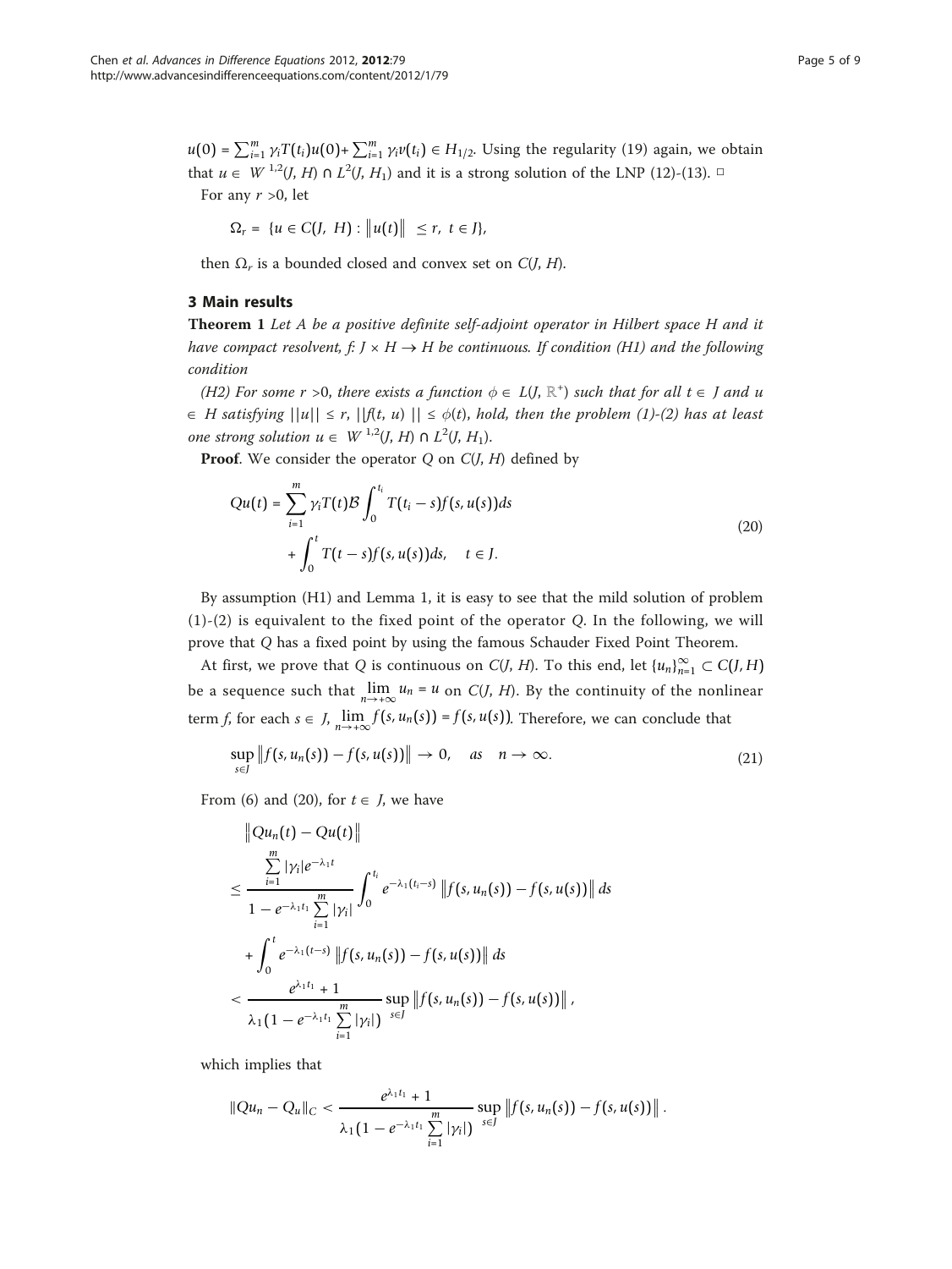$u(0) = \sum_{i=1}^{m} \gamma_i T(t_i)u(0) + \sum_{i=1}^{m} \gamma_i v(t_i) \in H_{1/2}$. Using the regularity (19) again, we obtain that $u \in W^{1,2}(J, H) \cap L^2(J, H_1)$ and it is a strong solution of the LNP (12)-(13). □

For any $r > 0$, let

$$\Omega_r = \{u \in C(J, H) : \|u(t)\| \le r,\ t \in J\},$$

then $\Omega_r$ is a bounded closed and convex set on $C(J, H)$.

## 3 Main results

**Theorem 1** *Let $A$ be a positive definite self-adjoint operator in Hilbert space $H$ and it have compact resolvent, $f: J \times H \to H$ be continuous. If condition (H1) and the following condition*

*(H2) For some $r > 0$, there exists a function $\phi \in L(J, \mathbb{R}^+)$ such that for all $t \in J$ and $u \in H$ satisfying $||u|| \le r$, $||f(t, u)|| \le \phi(t)$, hold, then the problem (1)-(2) has at least one strong solution $u \in W^{1,2}(J, H) \cap L^2(J, H_1)$.*

**Proof**. We consider the operator $Q$ on $C(J, H)$ defined by

$$Qu(t) = \sum_{i=1}^{m} \gamma_i T(t)\mathcal{B}\int_0^{t_i} T(t_i - s)f(s, u(s))ds + \int_0^t T(t-s)f(s, u(s))ds, \quad t \in J. \tag{20}$$

By assumption (H1) and Lemma 1, it is easy to see that the mild solution of problem (1)-(2) is equivalent to the fixed point of the operator $Q$. In the following, we will prove that $Q$ has a fixed point by using the famous Schauder Fixed Point Theorem.

At first, we prove that $Q$ is continuous on $C(J, H)$. To this end, let $\{u_n\}_{n=1}^{\infty} \subset C(J, H)$ be a sequence such that $\lim_{n\to+\infty} u_n = u$ on $C(J, H)$. By the continuity of the nonlinear term $f$, for each $s \in J$, $\lim_{n\to+\infty} f(s, u_n(s)) = f(s, u(s))$. Therefore, we can conclude that

$$\sup_{s\in J} \|f(s, u_n(s)) - f(s, u(s))\| \to 0, \quad as \quad n \to \infty. \tag{21}$$

From (6) and (20), for $t \in J$, we have

$$\begin{aligned}
&\|Qu_n(t) - Qu(t)\| \\
&\le \frac{\sum_{i=1}^{m} |\gamma_i| e^{-\lambda_1 t}}{1 - e^{-\lambda_1 t_1}\sum_{i=1}^{m} |\gamma_i|} \int_0^{t_i} e^{-\lambda_1(t_i - s)} \|f(s, u_n(s)) - f(s, u(s))\| ds \\
&\quad + \int_0^t e^{-\lambda_1(t-s)} \|f(s, u_n(s)) - f(s, u(s))\| ds \\
&< \frac{e^{\lambda_1 t_1} + 1}{\lambda_1(1 - e^{-\lambda_1 t_1}\sum_{i=1}^{m} |\gamma_i|)} \sup_{s\in J} \|f(s, u_n(s)) - f(s, u(s))\|,
\end{aligned}$$

which implies that

$$\|Qu_n - Q_u\|_C < \frac{e^{\lambda_1 t_1} + 1}{\lambda_1(1 - e^{-\lambda_1 t_1}\sum_{i=1}^{m} |\gamma_i|)} \sup_{s\in J} \|f(s, u_n(s)) - f(s, u(s))\|.$$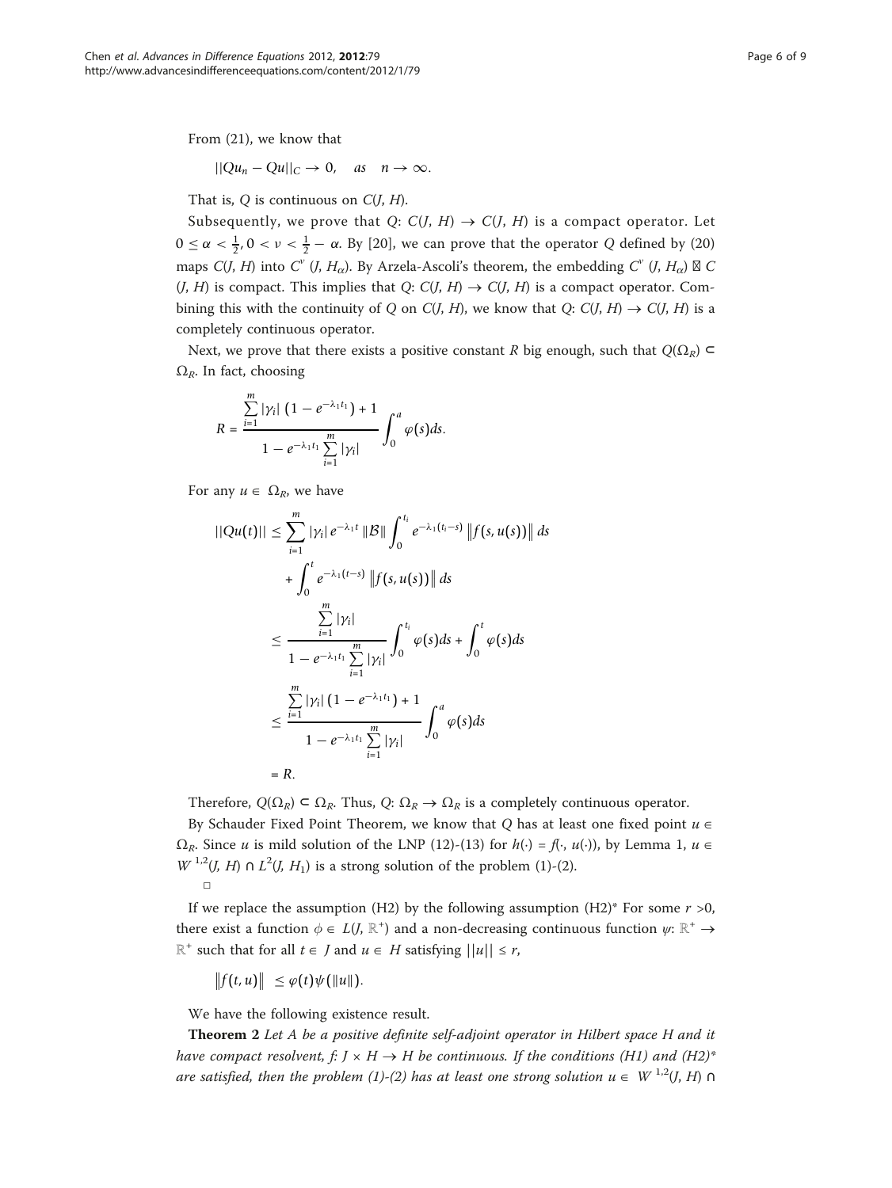From (21), we know that

$$||Qu_n - Qu||_C \to 0, \quad as \quad n \to \infty.$$

That is, $Q$ is continuous on $C(J, H)$.

Subsequently, we prove that $Q$: $C(J, H) \to C(J, H)$ is a compact operator. Let $0 \leq \alpha < \frac{1}{2}, 0 < \nu < \frac{1}{2} - \alpha$. By [20], we can prove that the operator $Q$ defined by (20) maps $C(J, H)$ into $C^{\nu}(J, H_\alpha)$. By Arzela-Ascoli's theorem, the embedding $C^{\nu}(J, H_\alpha) \hookrightarrow C(J, H)$ is compact. This implies that $Q$: $C(J, H) \to C(J, H)$ is a compact operator. Combining this with the continuity of $Q$ on $C(J, H)$, we know that $Q$: $C(J, H) \to C(J, H)$ is a completely continuous operator.

Next, we prove that there exists a positive constant $R$ big enough, such that $Q(\Omega_R) \subset \Omega_R$. In fact, choosing

$$R = \frac{\sum_{i=1}^{m} |\gamma_i| \left(1 - e^{-\lambda_1 t_1}\right) + 1}{1 - e^{-\lambda_1 t_1} \sum_{i=1}^{m} |\gamma_i|} \int_0^a \varphi(s) ds.$$

For any $u \in \Omega_R$, we have

$$\begin{aligned}
||Qu(t)|| &\leq \sum_{i=1}^{m} |\gamma_i| \, e^{-\lambda_1 t} \, \|\mathcal{B}\| \int_0^{t_i} e^{-\lambda_1 (t_i - s)} \left\| f(s, u(s)) \right\| ds \\
&\quad + \int_0^t e^{-\lambda_1 (t-s)} \left\| f(s, u(s)) \right\| ds \\
&\leq \frac{\sum_{i=1}^{m} |\gamma_i|}{1 - e^{-\lambda_1 t_1} \sum_{i=1}^{m} |\gamma_i|} \int_0^{t_i} \varphi(s) ds + \int_0^t \varphi(s) ds \\
&\leq \frac{\sum_{i=1}^{m} |\gamma_i| \left(1 - e^{-\lambda_1 t_1}\right) + 1}{1 - e^{-\lambda_1 t_1} \sum_{i=1}^{m} |\gamma_i|} \int_0^a \varphi(s) ds \\
&= R.
\end{aligned}$$

Therefore, $Q(\Omega_R) \subset \Omega_R$. Thus, $Q$: $\Omega_R \to \Omega_R$ is a completely continuous operator.

By Schauder Fixed Point Theorem, we know that $Q$ has at least one fixed point $u \in \Omega_R$. Since $u$ is mild solution of the LNP (12)-(13) for $h(\cdot) = f(\cdot, u(\cdot))$, by Lemma 1, $u \in W^{1,2}(J, H) \cap L^2(J, H_1)$ is a strong solution of the problem (1)-(2).

□

If we replace the assumption (H2) by the following assumption (H2)* For some $r > 0$, there exist a function $\phi \in L(J, \mathbb{R}^+)$ and a non-decreasing continuous function $\psi$: $\mathbb{R}^+ \to \mathbb{R}^+$ such that for all $t \in J$ and $u \in H$ satisfying $||u|| \leq r$,

$$\left\| f(t, u) \right\| \leq \varphi(t) \psi(\|u\|).$$

We have the following existence result.

**Theorem 2** *Let $A$ be a positive definite self-adjoint operator in Hilbert space $H$ and it have compact resolvent, $f$: $J \times H \to H$ be continuous. If the conditions (H1) and (H2)* are satisfied, then the problem (1)-(2) has at least one strong solution $u \in W^{1,2}(J, H) \cap$*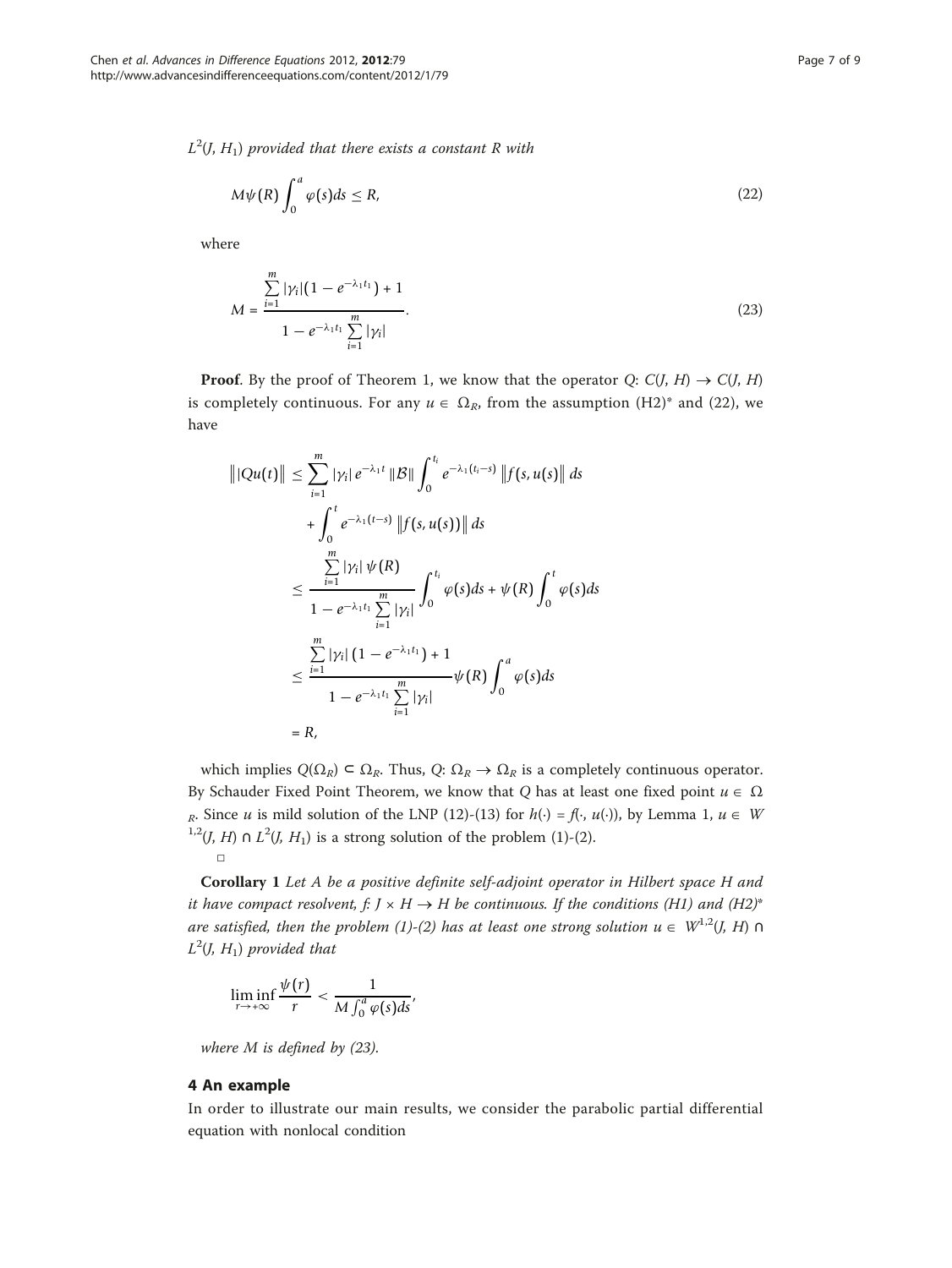*$L^2(J, H_1)$ provided that there exists a constant $R$ with*

$$M\psi(R)\int_0^a \varphi(s)ds \leq R, \tag{22}$$

where

$$M = \frac{\sum_{i=1}^{m}|\gamma_i|(1-e^{-\lambda_1 t_1})+1}{1-e^{-\lambda_1 t_1}\sum_{i=1}^{m}|\gamma_i|}. \tag{23}$$

**Proof**. By the proof of Theorem 1, we know that the operator $Q$: $C(J, H) \to C(J, H)$ is completely continuous. For any $u \in \Omega_R$, from the assumption (H2)* and (22), we have

$$\begin{aligned}
\left\||Qu(t)\right\| &\leq \sum_{i=1}^{m}|\gamma_i|e^{-\lambda_1 t}\|\mathcal{B}\|\int_0^{t_i}e^{-\lambda_1(t_i-s)}\left\|f(s,u(s)\right\|ds \\
&\quad + \int_0^t e^{-\lambda_1(t-s)}\left\|f(s,u(s))\right\|ds \\
&\leq \frac{\sum_{i=1}^{m}|\gamma_i|\,\psi(R)}{1-e^{-\lambda_1 t_1}\sum_{i=1}^{m}|\gamma_i|}\int_0^{t_i}\varphi(s)ds + \psi(R)\int_0^t\varphi(s)ds \\
&\leq \frac{\sum_{i=1}^{m}|\gamma_i|\,(1-e^{-\lambda_1 t_1})+1}{1-e^{-\lambda_1 t_1}\sum_{i=1}^{m}|\gamma_i|}\psi(R)\int_0^a\varphi(s)ds \\
&= R,
\end{aligned}$$

which implies $Q(\Omega_R) \subset \Omega_R$. Thus, $Q$: $\Omega_R \to \Omega_R$ is a completely continuous operator. By Schauder Fixed Point Theorem, we know that $Q$ has at least one fixed point $u \in \Omega_R$. Since $u$ is mild solution of the LNP (12)-(13) for $h(\cdot) = f(\cdot, u(\cdot))$, by Lemma 1, $u \in W^{1,2}(J, H) \cap L^2(J, H_1)$ is a strong solution of the problem (1)-(2).
□

**Corollary 1** *Let $A$ be a positive definite self-adjoint operator in Hilbert space $H$ and it have compact resolvent, $f$: $J \times H \to H$ be continuous. If the conditions (H1) and (H2)* are satisfied, then the problem (1)-(2) has at least one strong solution $u \in W^{1,2}(J, H) \cap L^2(J, H_1)$ provided that*

$$\liminf_{r\to+\infty}\frac{\psi(r)}{r} < \frac{1}{M\int_0^a\varphi(s)ds},$$

*where $M$ is defined by (23).*

## 4 An example

In order to illustrate our main results, we consider the parabolic partial differential equation with nonlocal condition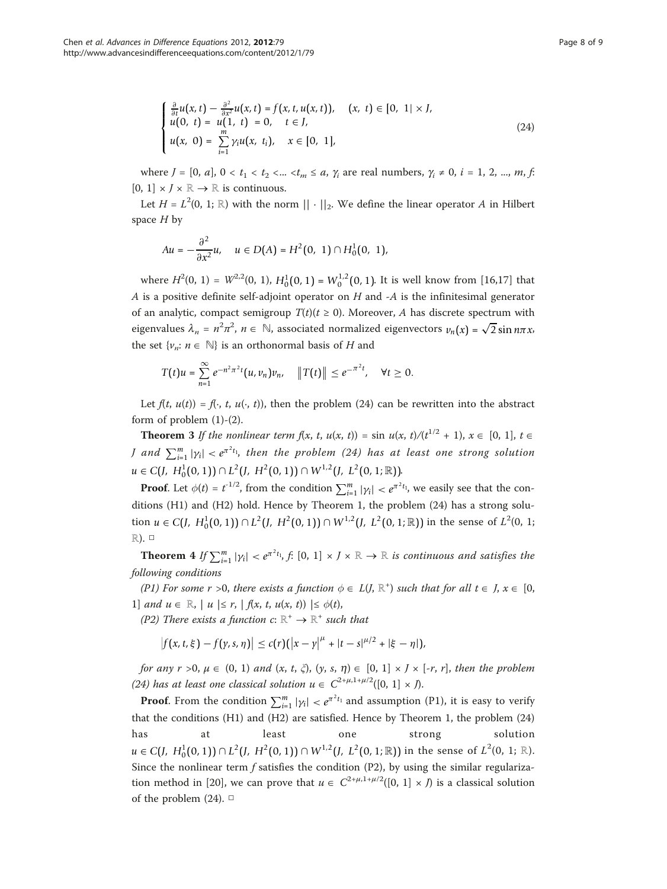$$
\begin{cases} \frac{\partial}{\partial t}u(x, t) - \frac{\partial^2}{\partial x^2}u(x, t) = f(x, t, u(x, t)), & (x, t) \in [0, 1| \times J, \\ u(0, t) = u(1, t) = 0, & t \in J, \\ u(x, 0) = \sum_{i=1}^{m} \gamma_i u(x, t_i), & x \in [0, 1], \end{cases} \tag{24}
$$

where $J = [0, a]$, $0 < t_1 < t_2 < ... < t_m \leq a$, $\gamma_i$ are real numbers, $\gamma_i \neq 0$, $i = 1, 2, ..., m$, $f$: $[0, 1] \times J \times \mathbb{R} \to \mathbb{R}$ is continuous.

Let $H = L^2(0, 1; \mathbb{R})$ with the norm $|| \cdot ||_2$. We define the linear operator $A$ in Hilbert space $H$ by

$$
Au = -\frac{\partial^2}{\partial x^2}u, \quad u \in D(A) = H^2(0, 1) \cap H_0^1(0, 1),
$$

where $H^2(0, 1) = W^{2,2}(0, 1)$, $H_0^1(0, 1) = W_0^{1,2}(0, 1)$. It is well know from [16,17] that $A$ is a positive definite self-adjoint operator on $H$ and $-A$ is the infinitesimal generator of an analytic, compact semigroup $T(t)(t \geq 0)$. Moreover, $A$ has discrete spectrum with eigenvalues $\lambda_n = n^2\pi^2$, $n \in \mathbb{N}$, associated normalized eigenvectors $v_n(x) = \sqrt{2}\sin n\pi x$, the set $\{v_n: n \in \mathbb{N}\}$ is an orthonormal basis of $H$ and

$$
T(t)u = \sum_{n=1}^{\infty} e^{-n^2\pi^2 t}(u, v_n)v_n, \quad \|T(t)\| \leq e^{-\pi^2 t}, \quad \forall t \geq 0.
$$

Let $f(t, u(t)) = f(\cdot, t, u(\cdot, t))$, then the problem (24) can be rewritten into the abstract form of problem (1)-(2).

**Theorem 3** *If the nonlinear term* $f(x, t, u(x, t)) = \sin u(x, t)/(t^{1/2} + 1)$, $x \in [0, 1]$, $t \in J$ *and* $\sum_{i=1}^{m} |\gamma_i| < e^{\pi^2 t_1}$, *then the problem (24) has at least one strong solution* $u \in C(J, H_0^1(0, 1)) \cap L^2(J, H^2(0, 1)) \cap W^{1,2}(J, L^2(0, 1; \mathbb{R}))$.

**Proof**. Let $\phi(t) = t^{-1/2}$, from the condition $\sum_{i=1}^{m} |\gamma_i| < e^{\pi^2 t_1}$, we easily see that the conditions (H1) and (H2) hold. Hence by Theorem 1, the problem (24) has a strong solution $u \in C(J, H_0^1(0, 1)) \cap L^2(J, H^2(0, 1)) \cap W^{1,2}(J, L^2(0, 1; \mathbb{R}))$ in the sense of $L^2(0, 1; \mathbb{R})$. □

**Theorem 4** *If* $\sum_{i=1}^{m} |\gamma_i| < e^{\pi^2 t_1}$, $f$: $[0, 1] \times J \times \mathbb{R} \to \mathbb{R}$ *is continuous and satisfies the following conditions*

*(P1) For some* $r > 0$, *there exists a function* $\phi \in L(J, \mathbb{R}^+)$ *such that for all* $t \in J$, $x \in [0, 1]$ *and* $u \in \mathbb{R}$, $| u | \leq r$, $| f(x, t, u(x, t)) | \leq \phi(t)$,

*(P2) There exists a function* $c$: $\mathbb{R}^+ \to \mathbb{R}^+$ *such that*

$$
\left|f(x, t, \xi) - f(y, s, \eta)\right| \leq c(r)\left(\left|x - y\right|^{\mu} + |t - s|^{\mu/2} + |\xi - \eta|\right),
$$

*for any* $r > 0$, $\mu \in (0, 1)$ *and* $(x, t, \xi)$, $(y, s, \eta) \in [0, 1] \times J \times [-r, r]$, *then the problem (24) has at least one classical solution* $u \in C^{2+\mu, 1+\mu/2}([0, 1] \times J)$.

**Proof**. From the condition $\sum_{i=1}^{m} |\gamma_i| < e^{\pi^2 t_1}$ and assumption (P1), it is easy to verify that the conditions (H1) and (H2) are satisfied. Hence by Theorem 1, the problem (24) has at least one strong solution $u \in C(J, H_0^1(0, 1)) \cap L^2(J, H^2(0, 1)) \cap W^{1,2}(J, L^2(0, 1; \mathbb{R}))$ in the sense of $L^2(0, 1; \mathbb{R})$. Since the nonlinear term $f$ satisfies the condition (P2), by using the similar regularization method in [20], we can prove that $u \in C^{2+\mu, 1+\mu/2}([0, 1] \times J)$ is a classical solution of the problem (24). □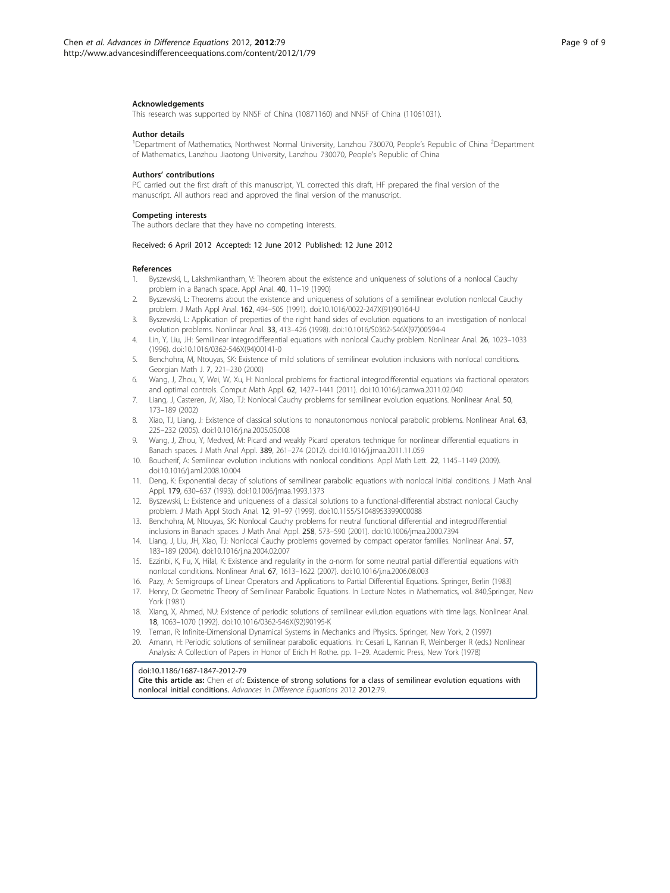### Acknowledgements

This research was supported by NNSF of China (10871160) and NNSF of China (11061031).

### Author details

[1]Department of Mathematics, Northwest Normal University, Lanzhou 730070, People's Republic of China [2]Department of Mathematics, Lanzhou Jiaotong University, Lanzhou 730070, People's Republic of China

### Authors' contributions

PC carried out the first draft of this manuscript, YL corrected this draft, HF prepared the final version of the manuscript. All authors read and approved the final version of the manuscript.

### Competing interests

The authors declare that they have no competing interests.

Received: 6 April 2012 Accepted: 12 June 2012 Published: 12 June 2012

### References

1. Byszewski, L, Lakshmikantham, V: Theorem about the existence and uniqueness of solutions of a nonlocal Cauchy problem in a Banach space. Appl Anal. **40**, 11–19 (1990)
2. Byszewski, L: Theorems about the existence and uniqueness of solutions of a semilinear evolution nonlocal Cauchy problem. J Math Appl Anal. **162**, 494–505 (1991). doi:10.1016/0022-247X(91)90164-U
3. Byszewski, L: Application of preperties of the right hand sides of evolution equations to an investigation of nonlocal evolution problems. Nonlinear Anal. **33**, 413–426 (1998). doi:10.1016/S0362-546X(97)00594-4
4. Lin, Y, Liu, JH: Semilinear integrodifferential equations with nonlocal Cauchy problem. Nonlinear Anal. **26**, 1023–1033 (1996). doi:10.1016/0362-546X(94)00141-0
5. Benchohra, M, Ntouyas, SK: Existence of mild solutions of semilinear evolution inclusions with nonlocal conditions. Georgian Math J. **7**, 221–230 (2000)
6. Wang, J, Zhou, Y, Wei, W, Xu, H: Nonlocal problems for fractional integrodifferential equations via fractional operators and optimal controls. Comput Math Appl. **62**, 1427–1441 (2011). doi:10.1016/j.camwa.2011.02.040
7. Liang, J, Casteren, JV, Xiao, TJ: Nonlocal Cauchy problems for semilinear evolution equations. Nonlinear Anal. **50**, 173–189 (2002)
8. Xiao, TJ, Liang, J: Existence of classical solutions to nonautonomous nonlocal parabolic problems. Nonlinear Anal. **63**, 225–232 (2005). doi:10.1016/j.na.2005.05.008
9. Wang, J, Zhou, Y, Medved, M: Picard and weakly Picard operators technique for nonlinear differential equations in Banach spaces. J Math Anal Appl. **389**, 261–274 (2012). doi:10.1016/j.jmaa.2011.11.059
10. Boucherif, A: Semilinear evolution inclutions with nonlocal conditions. Appl Math Lett. **22**, 1145–1149 (2009). doi:10.1016/j.aml.2008.10.004
11. Deng, K: Exponential decay of solutions of semilinear parabolic equations with nonlocal initial conditions. J Math Anal Appl. **179**, 630–637 (1993). doi:10.1006/jmaa.1993.1373
12. Byszewski, L: Existence and uniqueness of a classical solutions to a functional-differential abstract nonlocal Cauchy problem. J Math Appl Stoch Anal. **12**, 91–97 (1999). doi:10.1155/S1048953399000088
13. Benchohra, M, Ntouyas, SK: Nonlocal Cauchy problems for neutral functional differential and integrodifferential inclusions in Banach spaces. J Math Anal Appl. **258**, 573–590 (2001). doi:10.1006/jmaa.2000.7394
14. Liang, J, Liu, JH, Xiao, TJ: Nonlocal Cauchy problems governed by compact operator families. Nonlinear Anal. **57**, 183–189 (2004). doi:10.1016/j.na.2004.02.007
15. Ezzinbi, K, Fu, X, Hilal, K: Existence and regularity in the $\alpha$-norm for some neutral partial differential equations with nonlocal conditions. Nonlinear Anal. **67**, 1613–1622 (2007). doi:10.1016/j.na.2006.08.003
16. Pazy, A: Semigroups of Linear Operators and Applications to Partial Differential Equations. Springer, Berlin (1983)
17. Henry, D: Geometric Theory of Semilinear Parabolic Equations. In Lecture Notes in Mathematics, vol. 840,Springer, New York (1981)
18. Xiang, X, Ahmed, NU: Existence of periodic solutions of semilinear evilution equations with time lags. Nonlinear Anal. **18**, 1063–1070 (1992). doi:10.1016/0362-546X(92)90195-K
19. Teman, R: Infinite-Dimensional Dynamical Systems in Mechanics and Physics. Springer, New York, 2 (1997)
20. Amann, H: Periodic solutions of semilinear parabolic equations. In: Cesari L, Kannan R, Weinberger R (eds.) Nonlinear Analysis: A Collection of Papers in Honor of Erich H Rothe. pp. 1–29. Academic Press, New York (1978)

doi:10.1186/1687-1847-2012-79

**Cite this article as:** Chen *et al.*: Existence of strong solutions for a class of semilinear evolution equations with nonlocal initial conditions. *Advances in Difference Equations* 2012 **2012**:79.